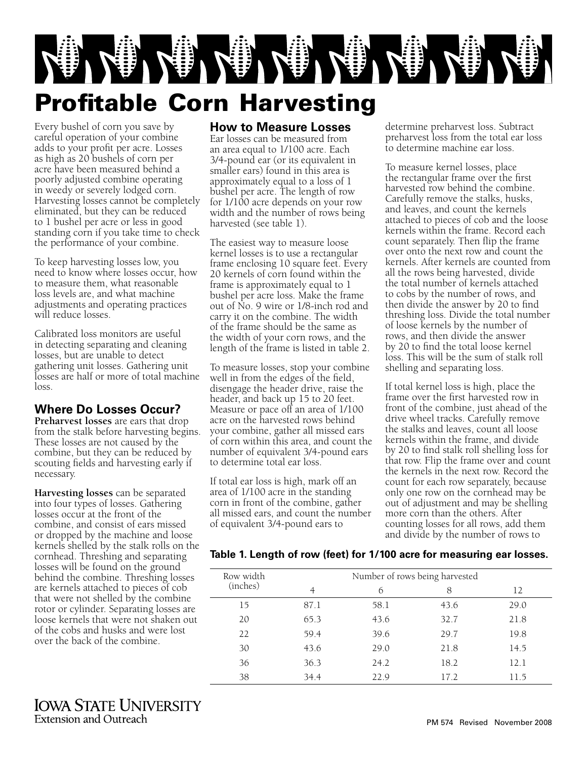# Profitable Corn Harvesting

Every bushel of corn you save by careful operation of your combine adds to your profit per acre. Losses as high as 20 bushels of corn per acre have been measured behind a poorly adjusted combine operating in weedy or severely lodged corn. Harvesting losses cannot be completely eliminated, but they can be reduced to 1 bushel per acre or less in good standing corn if you take time to check the performance of your combine.

To keep harvesting losses low, you need to know where losses occur, how to measure them, what reasonable loss levels are, and what machine adjustments and operating practices will reduce losses.

Calibrated loss monitors are useful in detecting separating and cleaning losses, but are unable to detect gathering unit losses. Gathering unit losses are half or more of total machine loss.

## Where Do Losses Occur?

**Preharvest losses** are ears that drop from the stalk before harvesting begins. These losses are not caused by the combine, but they can be reduced by scouting fields and harvesting early if necessary.

**Harvesting losses** can be separated into four types of losses. Gathering losses occur at the front of the combine, and consist of ears missed or dropped by the machine and loose kernels shelled by the stalk rolls on the cornhead. Threshing and separating losses will be found on the ground behind the combine. Threshing losses are kernels attached to pieces of cob that were not shelled by the combine rotor or cylinder. Separating losses are loose kernels that were not shaken out of the cobs and husks and were lost over the back of the combine.

## How to Measure Losses

Ear losses can be measured from an area equal to 1/100 acre. Each 3/4-pound ear (or its equivalent in smaller ears) found in this area is approximately equal to a loss of 1 bushel per acre. The length of row for 1/100 acre depends on your row width and the number of rows being harvested (see table 1).

The easiest way to measure loose kernel losses is to use a rectangular frame enclosing 10 square feet. Every 20 kernels of corn found within the frame is approximately equal to 1 bushel per acre loss. Make the frame out of No. 9 wire or 1/8-inch rod and carry it on the combine. The width of the frame should be the same as the width of your corn rows, and the length of the frame is listed in table 2.

To measure losses, stop your combine well in from the edges of the field, disengage the header drive, raise the header, and back up 15 to 20 feet. Measure or pace off an area of 1/100 acre on the harvested rows behind your combine, gather all missed ears of corn within this area, and count the number of equivalent 3/4-pound ears to determine total ear loss.

If total ear loss is high, mark off an area of 1/100 acre in the standing corn in front of the combine, gather all missed ears, and count the number of equivalent 3/4-pound ears to determine preharvest loss. Subtract preharvest loss from the total ear loss to determine machine ear loss.

To measure kernel losses, place the rectangular frame over the first harvested row behind the combine. Carefully remove the stalks, husks, and leaves, and count the kernels attached to pieces of cob and the loose kernels within the frame. Record each count separately. Then flip the frame over onto the next row and count the kernels. After kernels are counted from all the rows being harvested, divide the total number of kernels attached to cobs by the number of rows, and then divide the answer by 20 to find threshing loss. Divide the total number of loose kernels by the number of rows, and then divide the answer by 20 to find the total loose kernel loss. This will be the sum of stalk roll shelling and separating loss.

If total kernel loss is high, place the frame over the first harvested row in front of the combine, just ahead of the drive wheel tracks. Carefully remove the stalks and leaves, count all loose kernels within the frame, and divide by 20 to find stalk roll shelling loss for that row. Flip the frame over and count the kernels in the next row. Record the count for each row separately, because only one row on the cornhead may be out of adjustment and may be shelling more corn than the others. After counting losses for all rows, add them and divide by the number of rows to

**Table 1. Length of row (feet) for 1/100 acre for measuring ear losses.**

| Row width (inches) | Number of rows being harvested | | | |
|---|---|---|---|---|
| | 4 | 6 | 8 | 12 |
| 15 | 87.1 | 58.1 | 43.6 | 29.0 |
| 20 | 65.3 | 43.6 | 32.7 | 21.8 |
| 22 | 59.4 | 39.6 | 29.7 | 19.8 |
| 30 | 43.6 | 29.0 | 21.8 | 14.5 |
| 36 | 36.3 | 24.2 | 18.2 | 12.1 |
| 38 | 34.4 | 22.9 | 17.2 | 11.5 |

Iowa State University Extension and Outreach

PM 574 Revised November 2008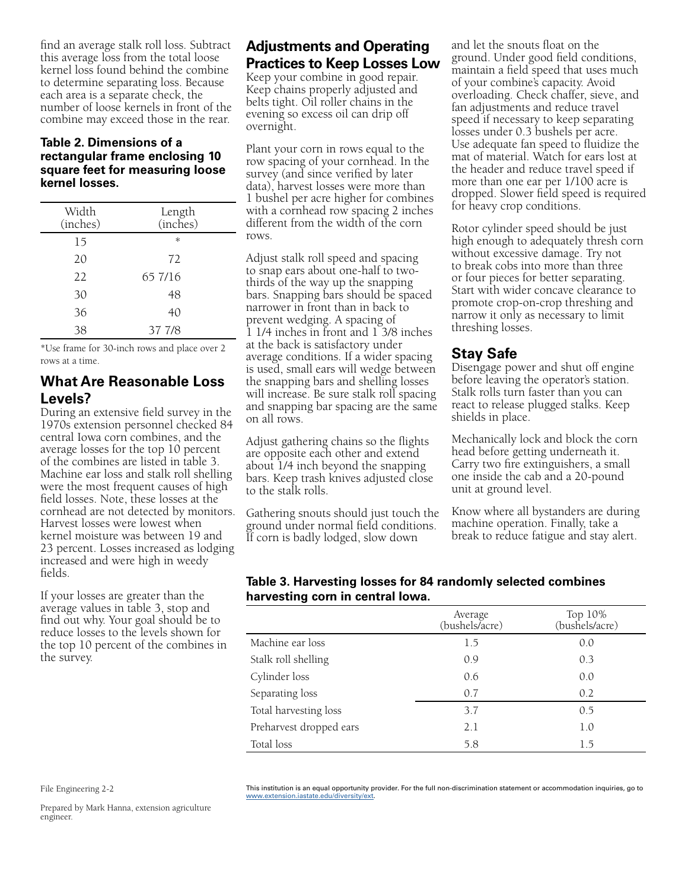find an average stalk roll loss. Subtract this average loss from the total loose kernel loss found behind the combine to determine separating loss. Because each area is a separate check, the number of loose kernels in front of the combine may exceed those in the rear.

**Table 2. Dimensions of a rectangular frame enclosing 10 square feet for measuring loose kernel losses.**

| Width (inches) | Length (inches) |
|---|---|
| 15 | * |
| 20 | 72 |
| 22 | 65 7/16 |
| 30 | 48 |
| 36 | 40 |
| 38 | 37 7/8 |

*Use frame for 30-inch rows and place over 2 rows at a time.

## What Are Reasonable Loss Levels?

During an extensive field survey in the 1970s extension personnel checked 84 central Iowa corn combines, and the average losses for the top 10 percent of the combines are listed in table 3. Machine ear loss and stalk roll shelling were the most frequent causes of high field losses. Note, these losses at the cornhead are not detected by monitors. Harvest losses were lowest when kernel moisture was between 19 and 23 percent. Losses increased as lodging increased and were high in weedy fields.

If your losses are greater than the average values in table 3, stop and find out why. Your goal should be to reduce losses to the levels shown for the top 10 percent of the combines in the survey.

## Adjustments and Operating Practices to Keep Losses Low

Keep your combine in good repair. Keep chains properly adjusted and belts tight. Oil roller chains in the evening so excess oil can drip off overnight.

Plant your corn in rows equal to the row spacing of your cornhead. In the survey (and since verified by later data), harvest losses were more than 1 bushel per acre higher for combines with a cornhead row spacing 2 inches different from the width of the corn rows.

Adjust stalk roll speed and spacing to snap ears about one-half to two-thirds of the way up the snapping bars. Snapping bars should be spaced narrower in front than in back to prevent wedging. A spacing of 1 1/4 inches in front and 1 3/8 inches at the back is satisfactory under average conditions. If a wider spacing is used, small ears will wedge between the snapping bars and shelling losses will increase. Be sure stalk roll spacing and snapping bar spacing are the same on all rows.

Adjust gathering chains so the flights are opposite each other and extend about 1/4 inch beyond the snapping bars. Keep trash knives adjusted close to the stalk rolls.

Gathering snouts should just touch the ground under normal field conditions. If corn is badly lodged, slow down and let the snouts float on the ground. Under good field conditions, maintain a field speed that uses much of your combine's capacity. Avoid overloading. Check chaffer, sieve, and fan adjustments and reduce travel speed if necessary to keep separating losses under 0.3 bushels per acre. Use adequate fan speed to fluidize the mat of material. Watch for ears lost at the header and reduce travel speed if more than one ear per 1/100 acre is dropped. Slower field speed is required for heavy crop conditions.

Rotor cylinder speed should be just high enough to adequately thresh corn without excessive damage. Try not to break cobs into more than three or four pieces for better separating. Start with wider concave clearance to promote crop-on-crop threshing and narrow it only as necessary to limit threshing losses.

## Stay Safe

Disengage power and shut off engine before leaving the operator's station. Stalk rolls turn faster than you can react to release plugged stalks. Keep shields in place.

Mechanically lock and block the corn head before getting underneath it. Carry two fire extinguishers, a small one inside the cab and a 20-pound unit at ground level.

Know where all bystanders are during machine operation. Finally, take a break to reduce fatigue and stay alert.

**Table 3. Harvesting losses for 84 randomly selected combines harvesting corn in central Iowa.**

| | Average (bushels/acre) | Top 10% (bushels/acre) |
|---|---|---|
| Machine ear loss | 1.5 | 0.0 |
| Stalk roll shelling | 0.9 | 0.3 |
| Cylinder loss | 0.6 | 0.0 |
| Separating loss | 0.7 | 0.2 |
| Total harvesting loss | 3.7 | 0.5 |
| Preharvest dropped ears | 2.1 | 1.0 |
| Total loss | 5.8 | 1.5 |

File Engineering 2-2

Prepared by Mark Hanna, extension agriculture engineer.

This institution is an equal opportunity provider. For the full non-discrimination statement or accommodation inquiries, go to www.extension.iastate.edu/diversity/ext.